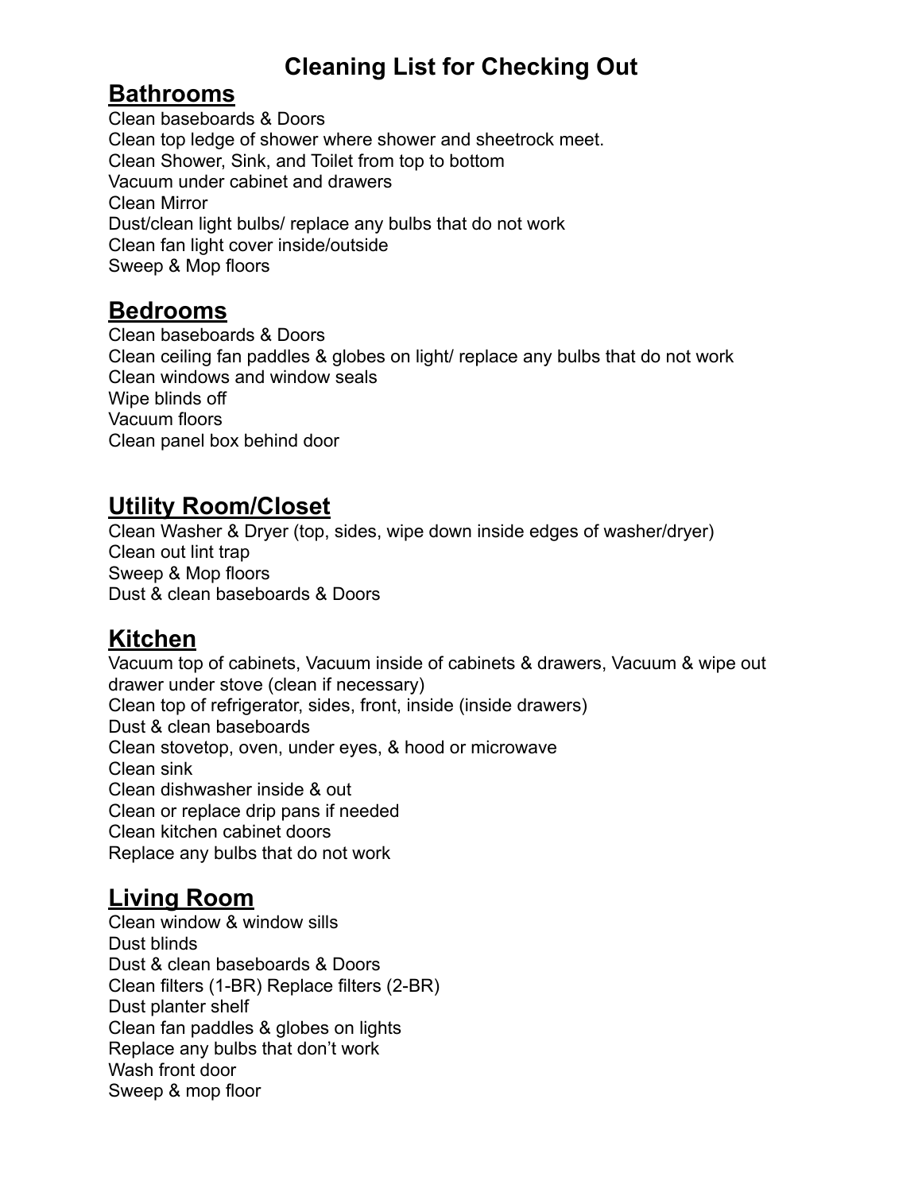# Cleaning List for Checking Out

## Bathrooms

Clean baseboards & Doors
Clean top ledge of shower where shower and sheetrock meet.
Clean Shower, Sink, and Toilet from top to bottom
Vacuum under cabinet and drawers
Clean Mirror
Dust/clean light bulbs/ replace any bulbs that do not work
Clean fan light cover inside/outside
Sweep & Mop floors

## Bedrooms

Clean baseboards & Doors
Clean ceiling fan paddles & globes on light/ replace any bulbs that do not work
Clean windows and window seals
Wipe blinds off
Vacuum floors
Clean panel box behind door

## Utility Room/Closet

Clean Washer & Dryer (top, sides, wipe down inside edges of washer/dryer)
Clean out lint trap
Sweep & Mop floors
Dust & clean baseboards & Doors

## Kitchen

Vacuum top of cabinets, Vacuum inside of cabinets & drawers, Vacuum & wipe out drawer under stove (clean if necessary)
Clean top of refrigerator, sides, front, inside (inside drawers)
Dust & clean baseboards
Clean stovetop, oven, under eyes, & hood or microwave
Clean sink
Clean dishwasher inside & out
Clean or replace drip pans if needed
Clean kitchen cabinet doors
Replace any bulbs that do not work

## Living Room

Clean window & window sills
Dust blinds
Dust & clean baseboards & Doors
Clean filters (1-BR) Replace filters (2-BR)
Dust planter shelf
Clean fan paddles & globes on lights
Replace any bulbs that don't work
Wash front door
Sweep & mop floor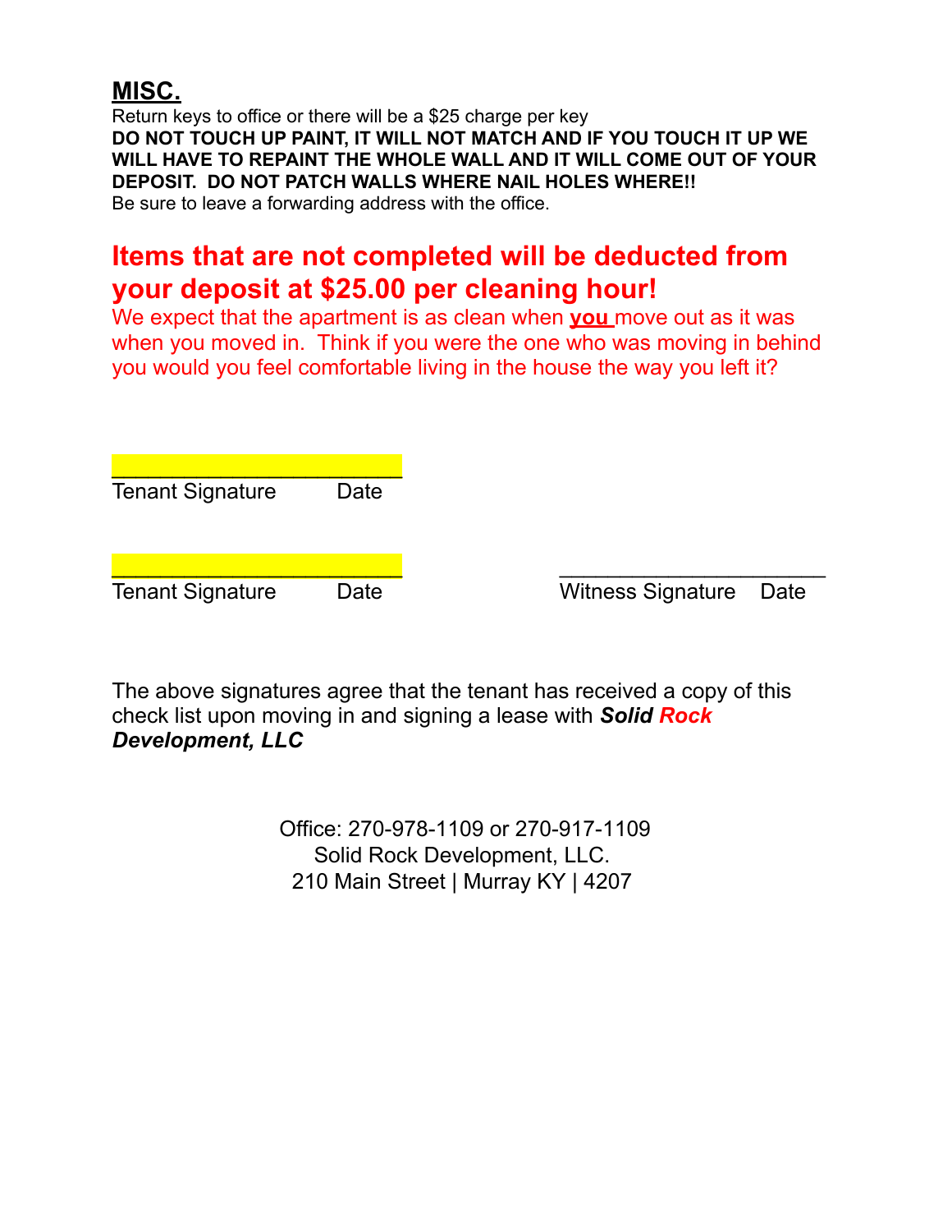## MISC.

Return keys to office or there will be a $25 charge per key

**DO NOT TOUCH UP PAINT, IT WILL NOT MATCH AND IF YOU TOUCH IT UP WE WILL HAVE TO REPAINT THE WHOLE WALL AND IT WILL COME OUT OF YOUR DEPOSIT. DO NOT PATCH WALLS WHERE NAIL HOLES WHERE!!**

Be sure to leave a forwarding address with the office.

**Items that are not completed will be deducted from your deposit at $25.00 per cleaning hour!**

We expect that the apartment is as clean when **you** move out as it was when you moved in. Think if you were the one who was moving in behind you would you feel comfortable living in the house the way you left it?

________________________
Tenant Signature Date

________________________
Tenant Signature Date

________________________
Witness Signature Date

The above signatures agree that the tenant has received a copy of this check list upon moving in and signing a lease with ***Solid Rock Development, LLC***

Office: 270-978-1109 or 270-917-1109
Solid Rock Development, LLC.
210 Main Street | Murray KY | 4207